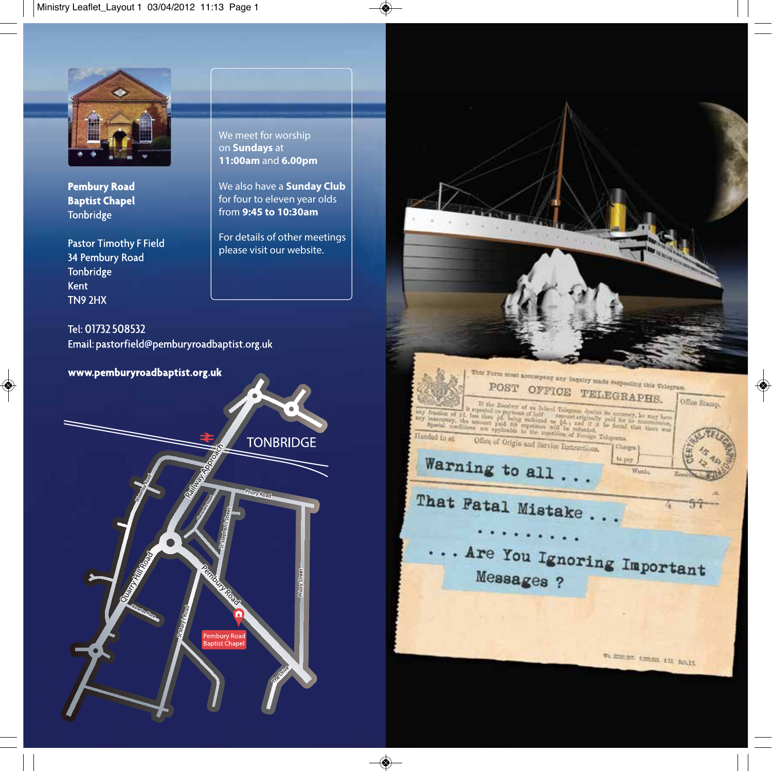**Pembury Road**
**Baptist Chapel**
Tonbridge

Pastor Timothy F Field
34 Pembury Road
Tonbridge
Kent
TN9 2HX

We meet for worship on **Sundays** at **11:00am** and **6.00pm**

We also have a **Sunday Club** for four to eleven year olds from **9:45 to 10:30am**

For details of other meetings please visit our website.

Tel: 01732 508532
Email: pastorfield@pemburyroadbaptist.org.uk

**www.pemburyroadbaptist.org.uk**

TONBRIDGE

Railway Approach
Waterloo Road
Priory Road
Alexandra Road
St Stephen's Street
Quarry Hill Road
Pembury Road
Priory Street
Waterloo Place
St Mary's Road
Pembury Road Baptist Chapel
The Drive

This Form must accompany any Inquiry made respecting this Telegram.

POST OFFICE TELEGRAPHS.

Office Stamp.

Handed in at

Office of Origin and Service Instructions.

Warning to all . . .

That Fatal Mistake . . .

. . . . . . . . .

. . . Are You Ignoring Important Messages ?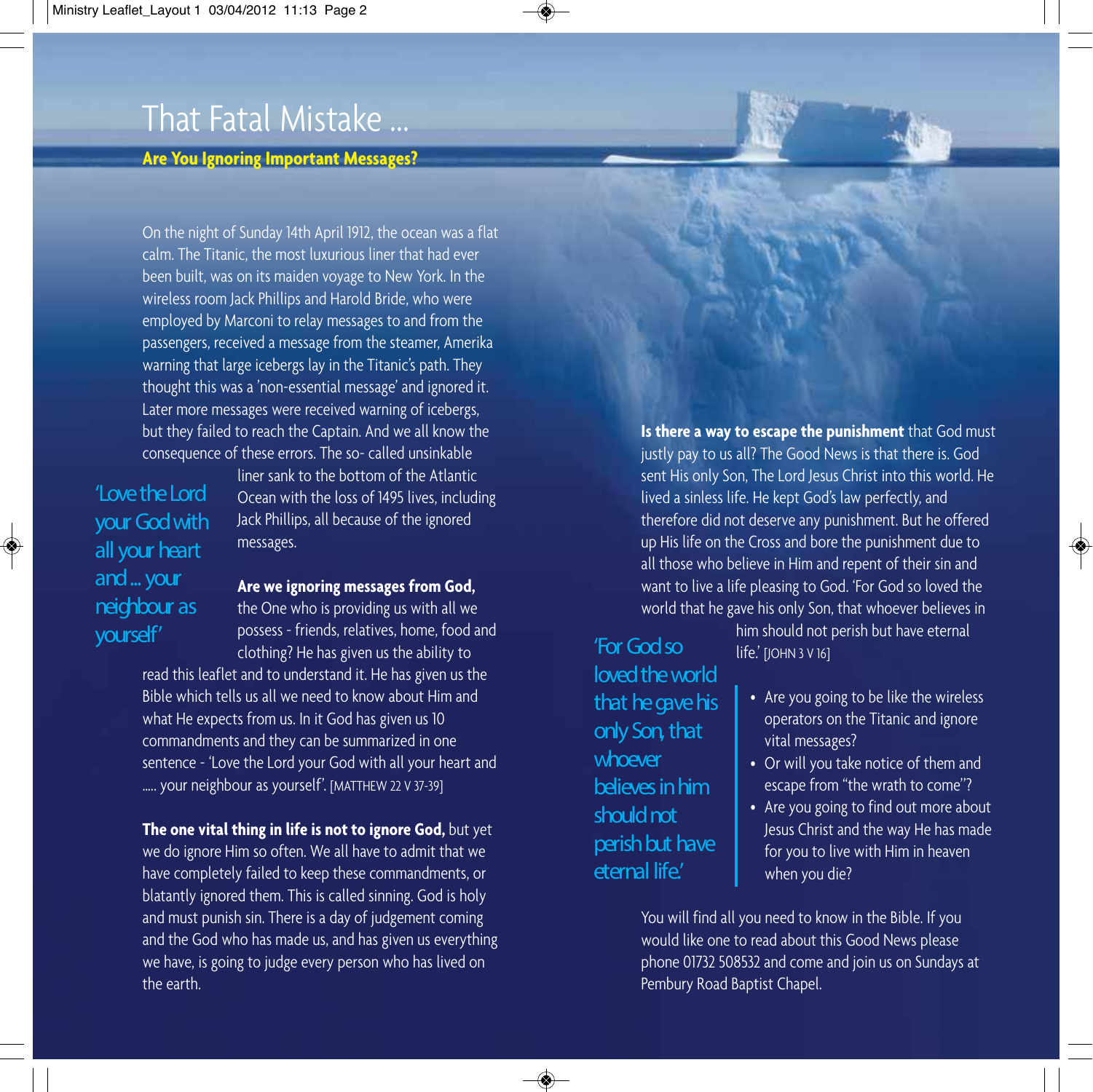# That Fatal Mistake ...

## Are You Ignoring Important Messages?

On the night of Sunday 14th April 1912, the ocean was a flat calm. The Titanic, the most luxurious liner that had ever been built, was on its maiden voyage to New York. In the wireless room Jack Phillips and Harold Bride, who were employed by Marconi to relay messages to and from the passengers, received a message from the steamer, Amerika warning that large icebergs lay in the Titanic's path. They thought this was a 'non-essential message' and ignored it. Later more messages were received warning of icebergs, but they failed to reach the Captain. And we all know the consequence of these errors. The so- called unsinkable liner sank to the bottom of the Atlantic Ocean with the loss of 1495 lives, including Jack Phillips, all because of the ignored messages.

> 'Love the Lord your God with all your heart and ... your neighbour as yourself'

**Are we ignoring messages from God,** the One who is providing us with all we possess - friends, relatives, home, food and clothing? He has given us the ability to read this leaflet and to understand it. He has given us the Bible which tells us all we need to know about Him and what He expects from us. In it God has given us 10 commandments and they can be summarized in one sentence - 'Love the Lord your God with all your heart and ..... your neighbour as yourself'. [MATTHEW 22 V 37-39]

**The one vital thing in life is not to ignore God,** but yet we do ignore Him so often. We all have to admit that we have completely failed to keep these commandments, or blatantly ignored them. This is called sinning. God is holy and must punish sin. There is a day of judgement coming and the God who has made us, and has given us everything we have, is going to judge every person who has lived on the earth.

**Is there a way to escape the punishment** that God must justly pay to us all? The Good News is that there is. God sent His only Son, The Lord Jesus Christ into this world. He lived a sinless life. He kept God's law perfectly, and therefore did not deserve any punishment. But he offered up His life on the Cross and bore the punishment due to all those who believe in Him and repent of their sin and want to live a life pleasing to God. 'For God so loved the world that he gave his only Son, that whoever believes in him should not perish but have eternal life.' [JOHN 3 V 16]

> 'For God so loved the world that he gave his only Son, that whoever believes in him should not perish but have eternal life.'

- Are you going to be like the wireless operators on the Titanic and ignore vital messages?
- Or will you take notice of them and escape from "the wrath to come"?
- Are you going to find out more about Jesus Christ and the way He has made for you to live with Him in heaven when you die?

You will find all you need to know in the Bible. If you would like one to read about this Good News please phone 01732 508532 and come and join us on Sundays at Pembury Road Baptist Chapel.